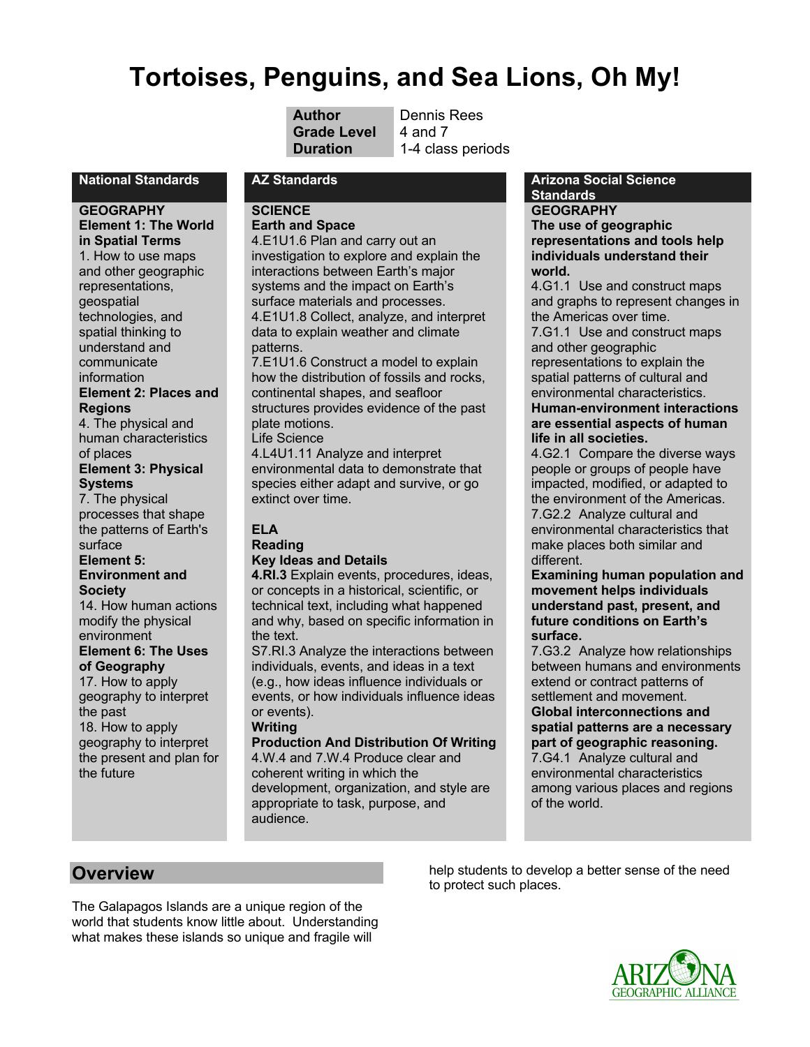# Tortoises, Penguins, and Sea Lions, Oh My!

| | |
|---|---|
| **Author** | Dennis Rees |
| **Grade Level** | 4 and 7 |
| **Duration** | 1-4 class periods |

## National Standards

**GEOGRAPHY**

**Element 1: The World in Spatial Terms**
1. How to use maps and other geographic representations, geospatial technologies, and spatial thinking to understand and communicate information

**Element 2: Places and Regions**
4. The physical and human characteristics of places

**Element 3: Physical Systems**
7. The physical processes that shape the patterns of Earth's surface

**Element 5: Environment and Society**
14. How human actions modify the physical environment

**Element 6: The Uses of Geography**
17. How to apply geography to interpret the past
18. How to apply geography to interpret the present and plan for the future

## AZ Standards

**SCIENCE**

**Earth and Space**

4.E1U1.6 Plan and carry out an investigation to explore and explain the interactions between Earth's major systems and the impact on Earth's surface materials and processes.
4.E1U1.8 Collect, analyze, and interpret data to explain weather and climate patterns.
7.E1U1.6 Construct a model to explain how the distribution of fossils and rocks, continental shapes, and seafloor structures provides evidence of the past plate motions.

Life Science

4.L4U1.11 Analyze and interpret environmental data to demonstrate that species either adapt and survive, or go extinct over time.

**ELA**

**Reading**

**Key Ideas and Details**

**4.RI.3** Explain events, procedures, ideas, or concepts in a historical, scientific, or technical text, including what happened and why, based on specific information in the text.
S7.RI.3 Analyze the interactions between individuals, events, and ideas in a text (e.g., how ideas influence individuals or events, or how individuals influence ideas or events).

**Writing**

**Production And Distribution Of Writing**

4.W.4 and 7.W.4 Produce clear and coherent writing in which the development, organization, and style are appropriate to task, purpose, and audience.

## Arizona Social Science Standards

**GEOGRAPHY**

**The use of geographic representations and tools help individuals understand their world.**
4.G1.1 Use and construct maps and graphs to represent changes in the Americas over time.
7.G1.1 Use and construct maps and other geographic representations to explain the spatial patterns of cultural and environmental characteristics.

**Human-environment interactions are essential aspects of human life in all societies.**
4.G2.1 Compare the diverse ways people or groups of people have impacted, modified, or adapted to the environment of the Americas.
7.G2.2 Analyze cultural and environmental characteristics that make places both similar and different.

**Examining human population and movement helps individuals understand past, present, and future conditions on Earth's surface.**
7.G3.2 Analyze how relationships between humans and environments extend or contract patterns of settlement and movement.

**Global interconnections and spatial patterns are a necessary part of geographic reasoning.**
7.G4.1 Analyze cultural and environmental characteristics among various places and regions of the world.

## Overview

The Galapagos Islands are a unique region of the world that students know little about. Understanding what makes these islands so unique and fragile will help students to develop a better sense of the need to protect such places.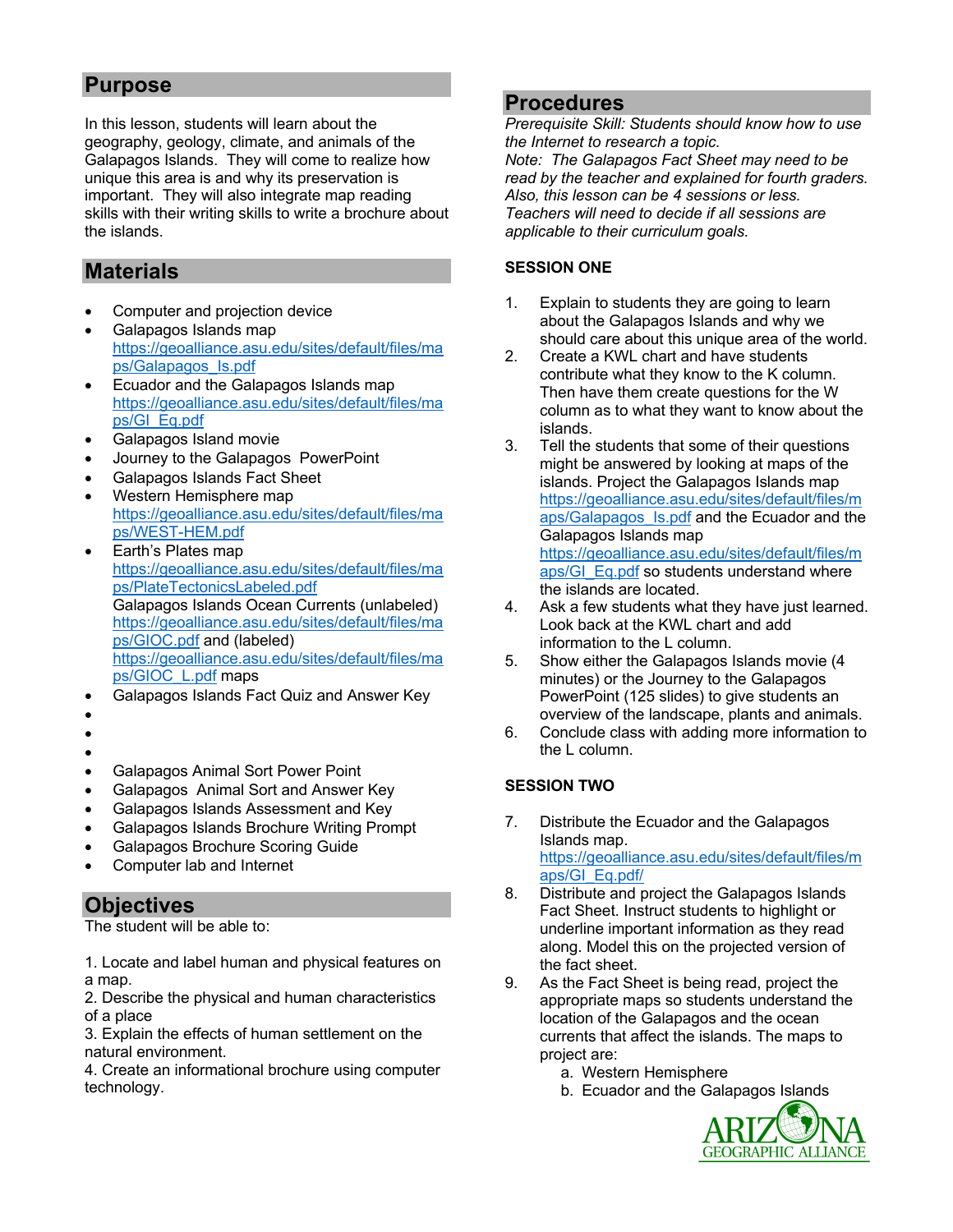## Purpose

In this lesson, students will learn about the geography, geology, climate, and animals of the Galapagos Islands. They will come to realize how unique this area is and why its preservation is important. They will also integrate map reading skills with their writing skills to write a brochure about the islands.

## Materials

- Computer and projection device
- Galapagos Islands map https://geoalliance.asu.edu/sites/default/files/maps/Galapagos_Is.pdf
- Ecuador and the Galapagos Islands map https://geoalliance.asu.edu/sites/default/files/maps/GI_Eq.pdf
- Galapagos Island movie
- Journey to the Galapagos PowerPoint
- Galapagos Islands Fact Sheet
- Western Hemisphere map https://geoalliance.asu.edu/sites/default/files/maps/WEST-HEM.pdf
- Earth's Plates map https://geoalliance.asu.edu/sites/default/files/maps/PlateTectonicsLabeled.pdf
  Galapagos Islands Ocean Currents (unlabeled) https://geoalliance.asu.edu/sites/default/files/maps/GIOC.pdf and (labeled) https://geoalliance.asu.edu/sites/default/files/maps/GIOC_L.pdf maps
- Galapagos Islands Fact Quiz and Answer Key
- 
- 
- 
- Galapagos Animal Sort Power Point
- Galapagos Animal Sort and Answer Key
- Galapagos Islands Assessment and Key
- Galapagos Islands Brochure Writing Prompt
- Galapagos Brochure Scoring Guide
- Computer lab and Internet

## Objectives

The student will be able to:

1. Locate and label human and physical features on a map.
2. Describe the physical and human characteristics of a place
3. Explain the effects of human settlement on the natural environment.
4. Create an informational brochure using computer technology.

## Procedures

*Prerequisite Skill: Students should know how to use the Internet to research a topic.*
*Note: The Galapagos Fact Sheet may need to be read by the teacher and explained for fourth graders. Also, this lesson can be 4 sessions or less. Teachers will need to decide if all sessions are applicable to their curriculum goals.*

**SESSION ONE**

1. Explain to students they are going to learn about the Galapagos Islands and why we should care about this unique area of the world.
2. Create a KWL chart and have students contribute what they know to the K column. Then have them create questions for the W column as to what they want to know about the islands.
3. Tell the students that some of their questions might be answered by looking at maps of the islands. Project the Galapagos Islands map https://geoalliance.asu.edu/sites/default/files/maps/Galapagos_Is.pdf and the Ecuador and the Galapagos Islands map https://geoalliance.asu.edu/sites/default/files/maps/GI_Eq.pdf so students understand where the islands are located.
4. Ask a few students what they have just learned. Look back at the KWL chart and add information to the L column.
5. Show either the Galapagos Islands movie (4 minutes) or the Journey to the Galapagos PowerPoint (125 slides) to give students an overview of the landscape, plants and animals.
6. Conclude class with adding more information to the L column.

**SESSION TWO**

7. Distribute the Ecuador and the Galapagos Islands map. https://geoalliance.asu.edu/sites/default/files/maps/GI_Eq.pdf/
8. Distribute and project the Galapagos Islands Fact Sheet. Instruct students to highlight or underline important information as they read along. Model this on the projected version of the fact sheet.
9. As the Fact Sheet is being read, project the appropriate maps so students understand the location of the Galapagos and the ocean currents that affect the islands. The maps to project are:
   a. Western Hemisphere
   b. Ecuador and the Galapagos Islands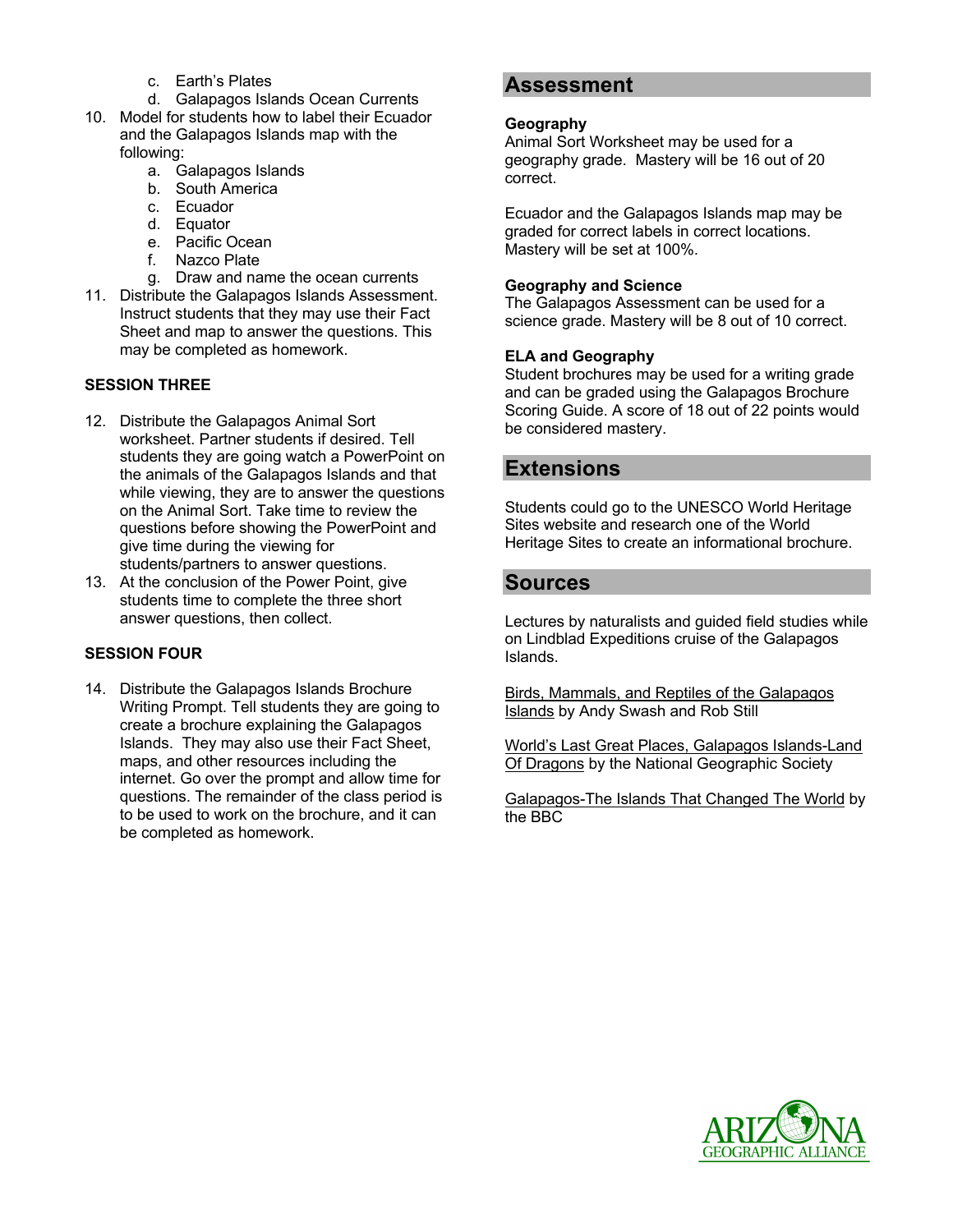c. Earth's Plates
   d. Galapagos Islands Ocean Currents

10. Model for students how to label their Ecuador and the Galapagos Islands map with the following:
    a. Galapagos Islands
    b. South America
    c. Ecuador
    d. Equator
    e. Pacific Ocean
    f. Nazco Plate
    g. Draw and name the ocean currents
11. Distribute the Galapagos Islands Assessment. Instruct students that they may use their Fact Sheet and map to answer the questions. This may be completed as homework.

**SESSION THREE**

12. Distribute the Galapagos Animal Sort worksheet. Partner students if desired. Tell students they are going watch a PowerPoint on the animals of the Galapagos Islands and that while viewing, they are to answer the questions on the Animal Sort. Take time to review the questions before showing the PowerPoint and give time during the viewing for students/partners to answer questions.
13. At the conclusion of the Power Point, give students time to complete the three short answer questions, then collect.

**SESSION FOUR**

14. Distribute the Galapagos Islands Brochure Writing Prompt. Tell students they are going to create a brochure explaining the Galapagos Islands. They may also use their Fact Sheet, maps, and other resources including the internet. Go over the prompt and allow time for questions. The remainder of the class period is to be used to work on the brochure, and it can be completed as homework.

## Assessment

**Geography**
Animal Sort Worksheet may be used for a geography grade. Mastery will be 16 out of 20 correct.

Ecuador and the Galapagos Islands map may be graded for correct labels in correct locations. Mastery will be set at 100%.

**Geography and Science**
The Galapagos Assessment can be used for a science grade. Mastery will be 8 out of 10 correct.

**ELA and Geography**
Student brochures may be used for a writing grade and can be graded using the Galapagos Brochure Scoring Guide. A score of 18 out of 22 points would be considered mastery.

## Extensions

Students could go to the UNESCO World Heritage Sites website and research one of the World Heritage Sites to create an informational brochure.

## Sources

Lectures by naturalists and guided field studies while on Lindblad Expeditions cruise of the Galapagos Islands.

Birds, Mammals, and Reptiles of the Galapagos Islands by Andy Swash and Rob Still

World's Last Great Places, Galapagos Islands-Land Of Dragons by the National Geographic Society

Galapagos-The Islands That Changed The World by the BBC

ARIZONA GEOGRAPHIC ALLIANCE